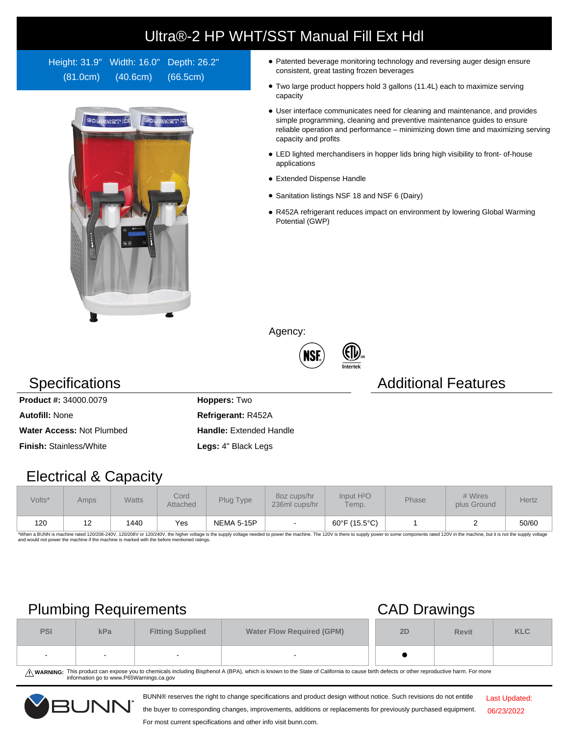// Ultra®-2 HP WHT/SST Manual Fill Ext Hdl

Height: 31.9" (81.0cm) Width: 16.0" (40.6cm) Depth: 26.2" (66.5cm)

- Patented beverage monitoring technology and reversing auger design ensure consistent, great tasting frozen beverages
- Two large product hoppers hold 3 gallons (11.4L) each to maximize serving capacity
- User interface communicates need for cleaning and maintenance, and provides simple programming, cleaning and preventive maintenance guides to ensure reliable operation and performance – minimizing down time and maximizing serving capacity and profits
- LED lighted merchandisers in hopper lids bring high visibility to front- of-house applications
- Extended Dispense Handle
- Sanitation listings NSF 18 and NSF 6 (Dairy)
- R452A refrigerant reduces impact on environment by lowering Global Warming Potential (GWP)

Agency:

## Specifications

**Product #:** 34000.0079

**Autofill:** None

**Water Access:** Not Plumbed

**Finish:** Stainless/White

**Hoppers:** Two

**Refrigerant:** R452A

**Handle:** Extended Handle

**Legs:** 4" Black Legs

## Additional Features

## Electrical & Capacity

| Volts* | Amps | Watts | Cord Attached | Plug Type | 8oz cups/hr 236ml cups/hr | Input H²O Temp. | Phase | # Wires plus Ground | Hertz |
|---|---|---|---|---|---|---|---|---|---|
| 120 | 12 | 1440 | Yes | NEMA 5-15P | - | 60°F (15.5°C) | 1 | 2 | 50/60 |

*When a BUNN is machine rated 120/208-240V, 120/208V or 120/240V, the higher voltage is the supply voltage needed to power the machine. The 120V is there to supply power to some components rated 120V in the machine, but it is not the supply voltage and would not power the machine if the machine is marked with the before mentioned ratings.

## Plumbing Requirements

| PSI | kPa | Fitting Supplied | Water Flow Required (GPM) |
|---|---|---|---|
| - | - | - | - |

## CAD Drawings

| 2D | Revit | KLC |
|---|---|---|
| ● | | |

⚠ **WARNING:** This product can expose you to chemicals including Bisphenol A (BPA), which is known to the State of California to cause birth defects or other reproductive harm. For more information go to www.P65Warnings.ca.gov

BUNN® reserves the right to change specifications and product design without notice. Such revisions do not entitle the buyer to corresponding changes, improvements, additions or replacements for previously purchased equipment. For most current specifications and other info visit bunn.com.

Last Updated: 06/23/2022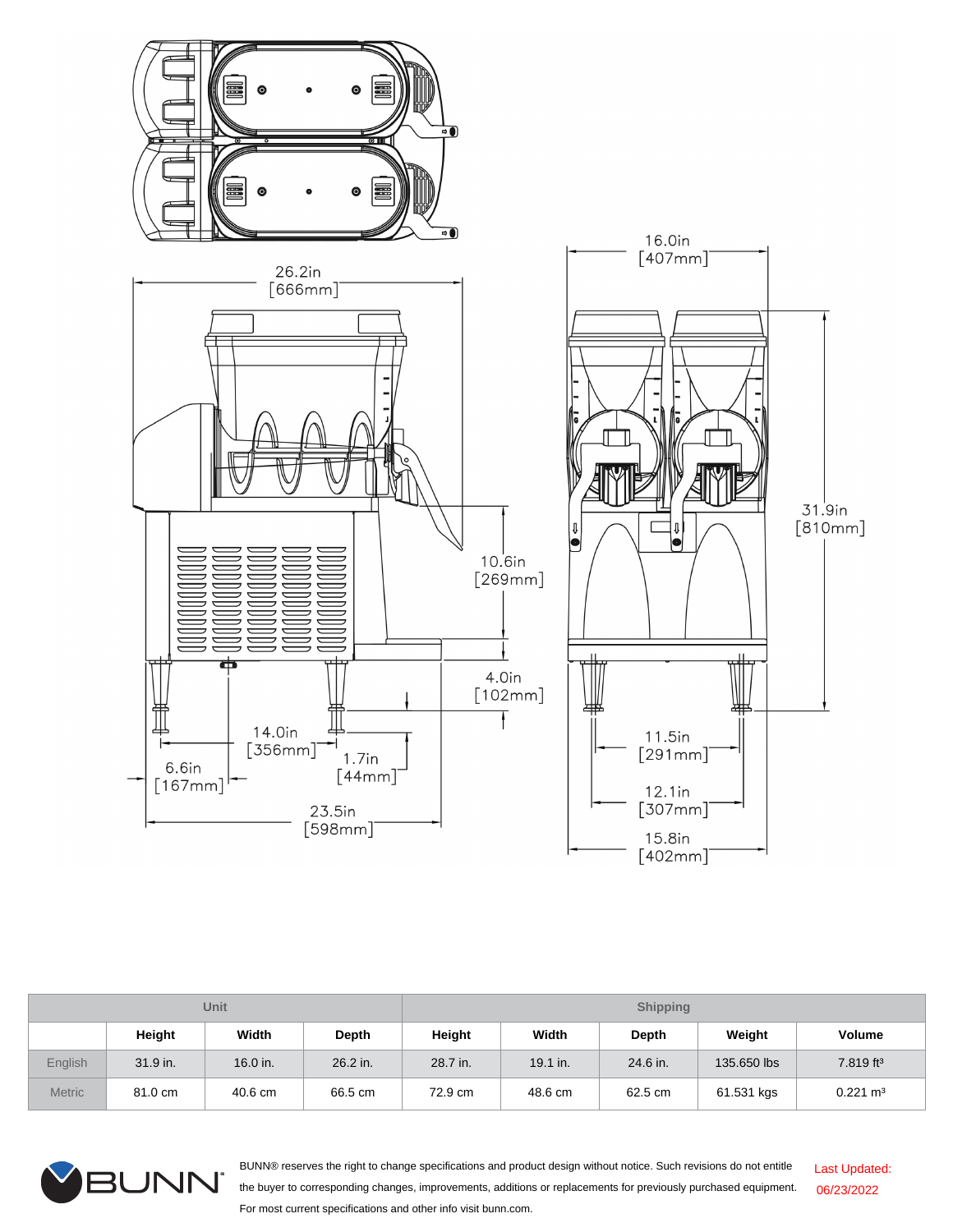16.0in
[407mm]

26.2in
[666mm]

31.9in
[810mm]

10.6in
[269mm]

4.0in
[102mm]

14.0in
[356mm]

1.7in
[44mm]

6.6in
[167mm]

23.5in
[598mm]

11.5in
[291mm]

12.1in
[307mm]

15.8in
[402mm]

| | Unit | | | Shipping | | | | |
|---|---|---|---|---|---|---|---|---|
| | Height | Width | Depth | Height | Width | Depth | Weight | Volume |
| English | 31.9 in. | 16.0 in. | 26.2 in. | 28.7 in. | 19.1 in. | 24.6 in. | 135.650 lbs | 7.819 ft³ |
| Metric | 81.0 cm | 40.6 cm | 66.5 cm | 72.9 cm | 48.6 cm | 62.5 cm | 61.531 kgs | 0.221 m³ |

BUNN® reserves the right to change specifications and product design without notice. Such revisions do not entitle the buyer to corresponding changes, improvements, additions or replacements for previously purchased equipment. For most current specifications and other info visit bunn.com.

Last Updated: 06/23/2022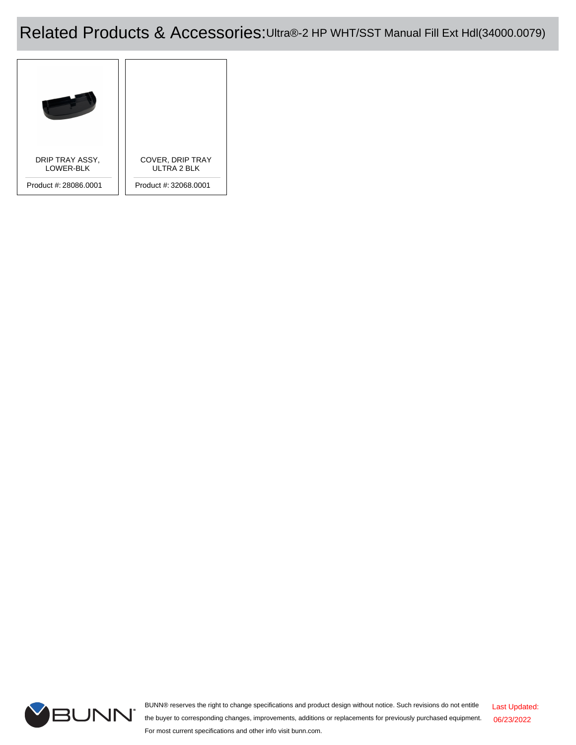# Related Products & Accessories: Ultra®-2 HP WHT/SST Manual Fill Ext Hdl(34000.0079)

| DRIP TRAY ASSY, LOWER-BLK | COVER, DRIP TRAY ULTRA 2 BLK |
| --- | --- |
| Product #: 28086.0001 | Product #: 32068.0001 |

BUNN® reserves the right to change specifications and product design without notice. Such revisions do not entitle the buyer to corresponding changes, improvements, additions or replacements for previously purchased equipment. For most current specifications and other info visit bunn.com.

Last Updated: 06/23/2022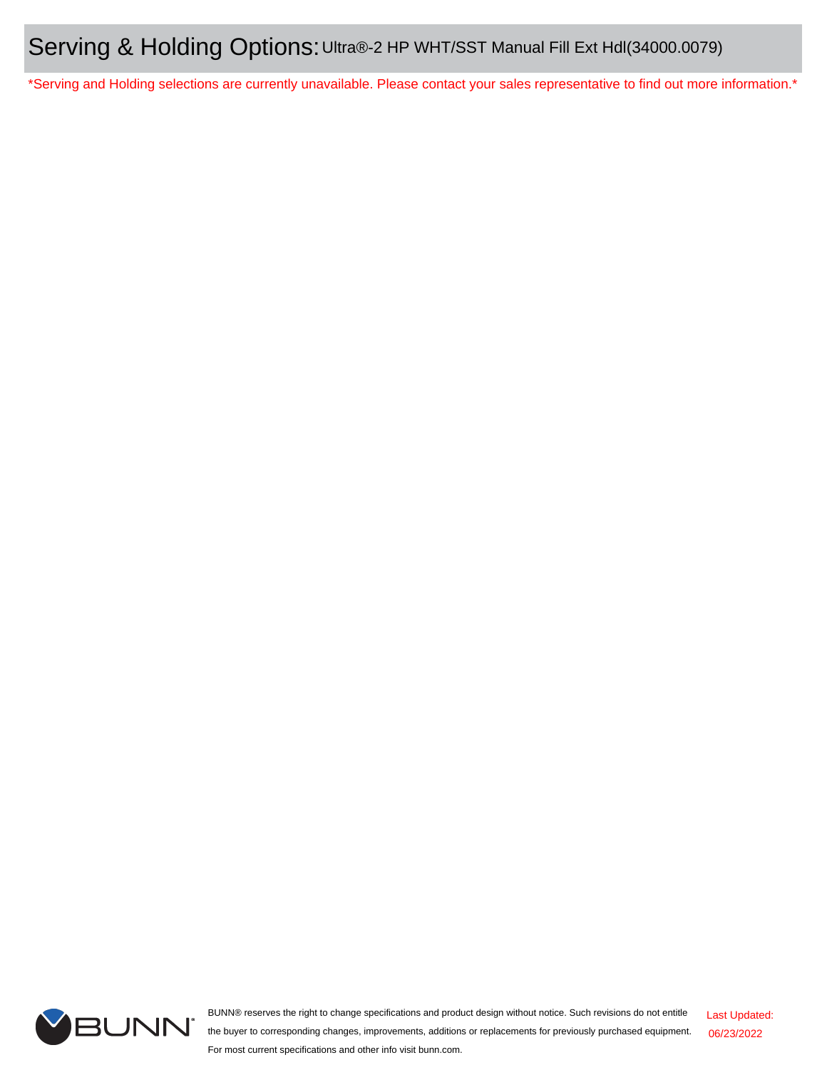# Serving & Holding Options: Ultra®-2 HP WHT/SST Manual Fill Ext Hdl(34000.0079)

*Serving and Holding selections are currently unavailable. Please contact your sales representative to find out more information.*

BUNN® reserves the right to change specifications and product design without notice. Such revisions do not entitle the buyer to corresponding changes, improvements, additions or replacements for previously purchased equipment. For most current specifications and other info visit bunn.com.

Last Updated: 06/23/2022